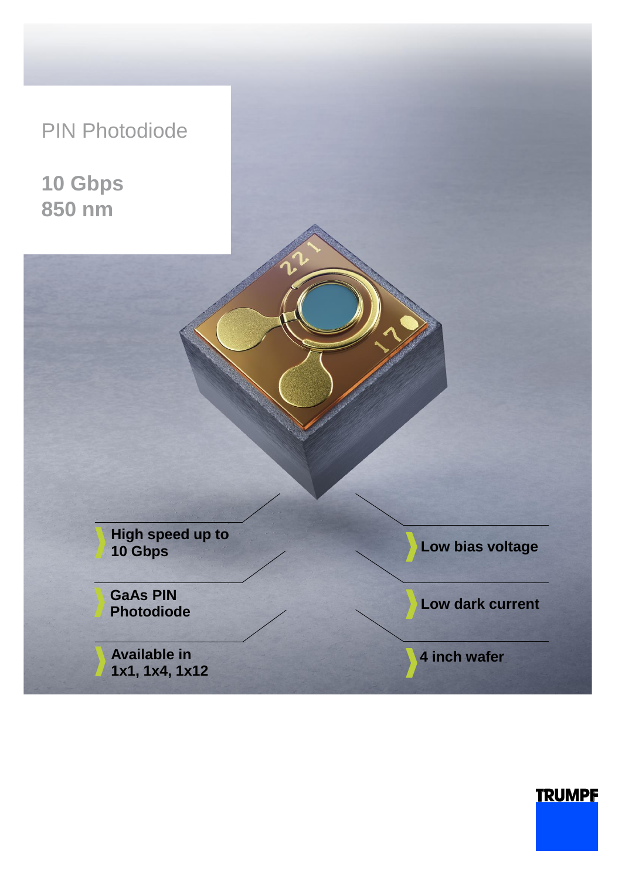# PIN Photodiode

## 10 Gbps
## 850 nm

- High speed up to 10 Gbps
- GaAs PIN Photodiode
- Available in 1x1, 1x4, 1x12
- Low bias voltage
- Low dark current
- 4 inch wafer

TRUMPF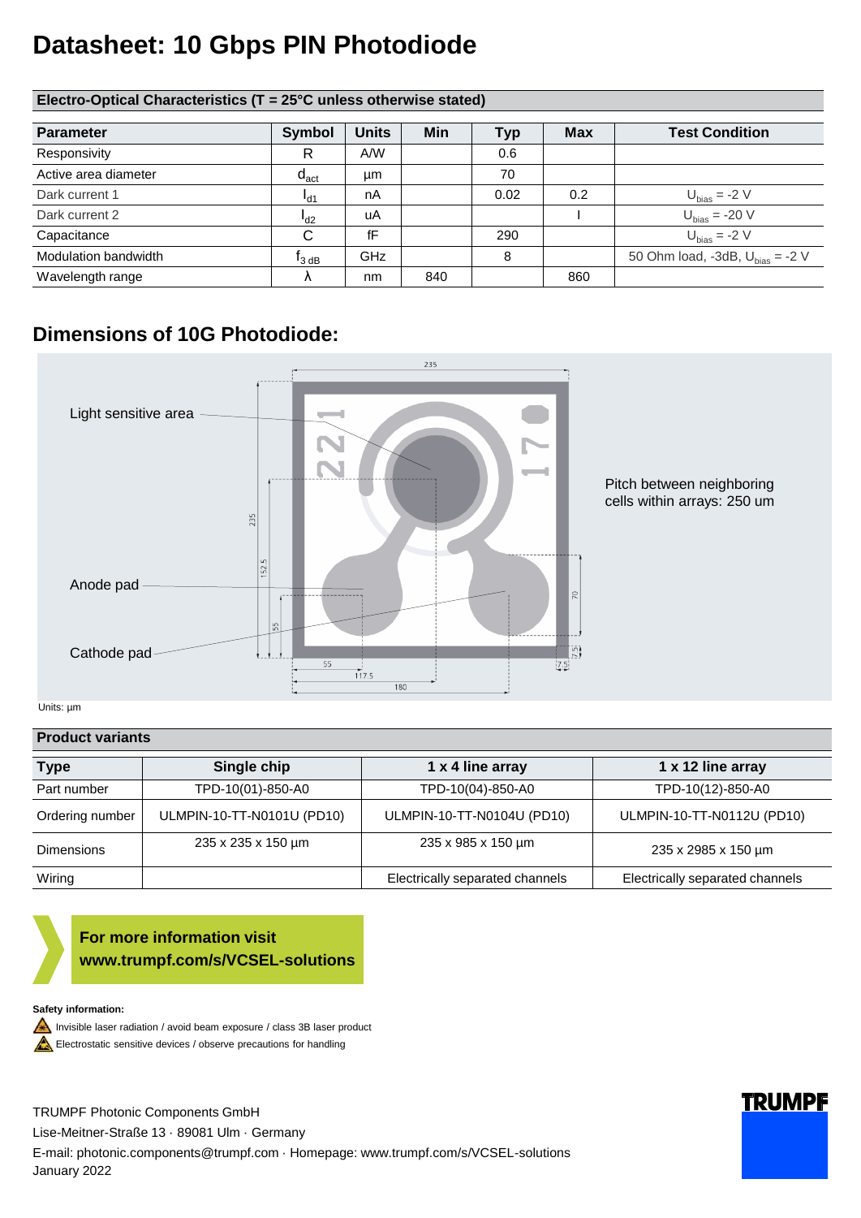# Datasheet: 10 Gbps PIN Photodiode

**Electro-Optical Characteristics (T = 25°C unless otherwise stated)**

| Parameter | Symbol | Units | Min | Typ | Max | Test Condition |
|---|---|---|---|---|---|---|
| Responsivity | R | A/W | | 0.6 | | |
| Active area diameter | $d_{act}$ | µm | | 70 | | |
| Dark current 1 | $I_{d1}$ | nA | | 0.02 | 0.2 | $U_{bias}$ = -2 V |
| Dark current 2 | $I_{d2}$ | uA | | | I | $U_{bias}$ = -20 V |
| Capacitance | C | fF | | 290 | | $U_{bias}$ = -2 V |
| Modulation bandwidth | $f_{3\,dB}$ | GHz | | 8 | | 50 Ohm load, -3dB, $U_{bias}$ = -2 V |
| Wavelength range | λ | nm | 840 | | 860 | |

## Dimensions of 10G Photodiode:

Light sensitive area

Anode pad

Cathode pad

235

235

152.5

55

55

117.5

180

70

7.5

7.5

Pitch between neighboring cells within arrays: 250 um

Units: µm

**Product variants**

| Type | Single chip | 1 x 4 line array | 1 x 12 line array |
|---|---|---|---|
| Part number | TPD-10(01)-850-A0 | TPD-10(04)-850-A0 | TPD-10(12)-850-A0 |
| Ordering number | ULMPIN-10-TT-N0101U (PD10) | ULMPIN-10-TT-N0104U (PD10) | ULMPIN-10-TT-N0112U (PD10) |
| Dimensions | 235 x 235 x 150 µm | 235 x 985 x 150 µm | 235 x 2985 x 150 µm |
| Wiring | | Electrically separated channels | Electrically separated channels |

**For more information visit www.trumpf.com/s/VCSEL-solutions**

**Safety information:**

Invisible laser radiation / avoid beam exposure / class 3B laser product

Electrostatic sensitive devices / observe precautions for handling

TRUMPF Photonic Components GmbH
Lise-Meitner-Straße 13 · 89081 Ulm · Germany
E-mail: photonic.components@trumpf.com · Homepage: www.trumpf.com/s/VCSEL-solutions
January 2022

TRUMPF